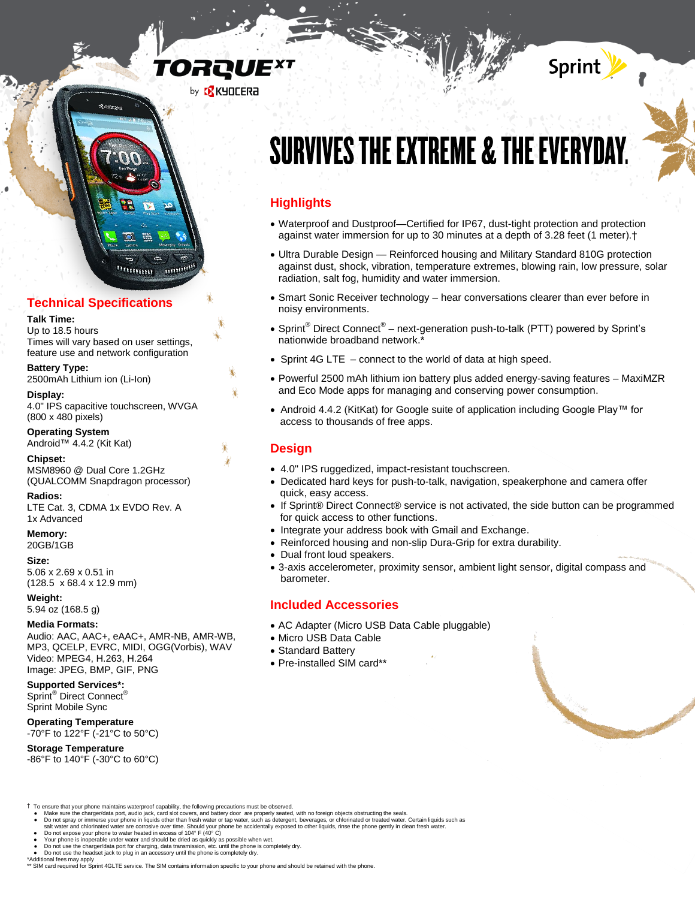# TORQUE XT

by KYOCERA

Sprint

# SURVIVES THE EXTREME & THE EVERYDAY.

## Highlights

- Waterproof and Dustproof—Certified for IP67, dust-tight protection and protection against water immersion for up to 30 minutes at a depth of 3.28 feet (1 meter).†
- Ultra Durable Design — Reinforced housing and Military Standard 810G protection against dust, shock, vibration, temperature extremes, blowing rain, low pressure, solar radiation, salt fog, humidity and water immersion.
- Smart Sonic Receiver technology – hear conversations clearer than ever before in noisy environments.
- Sprint® Direct Connect® – next-generation push-to-talk (PTT) powered by Sprint's nationwide broadband network.*
- Sprint 4G LTE – connect to the world of data at high speed.
- Powerful 2500 mAh lithium ion battery plus added energy-saving features – MaxiMZR and Eco Mode apps for managing and conserving power consumption.
- Android 4.4.2 (KitKat) for Google suite of application including Google Play™ for access to thousands of free apps.

## Design

- 4.0" IPS ruggedized, impact-resistant touchscreen.
- Dedicated hard keys for push-to-talk, navigation, speakerphone and camera offer quick, easy access.
- If Sprint® Direct Connect® service is not activated, the side button can be programmed for quick access to other functions.
- Integrate your address book with Gmail and Exchange.
- Reinforced housing and non-slip Dura-Grip for extra durability.
- Dual front loud speakers.
- 3-axis accelerometer, proximity sensor, ambient light sensor, digital compass and barometer.

## Included Accessories

- AC Adapter (Micro USB Data Cable pluggable)
- Micro USB Data Cable
- Standard Battery
- Pre-installed SIM card**

## Technical Specifications

**Talk Time:**
Up to 18.5 hours
Times will vary based on user settings, feature use and network configuration

**Battery Type:**
2500mAh Lithium ion (Li-Ion)

**Display:**
4.0" IPS capacitive touchscreen, WVGA (800 x 480 pixels)

**Operating System**
Android™ 4.4.2 (Kit Kat)

**Chipset:**
MSM8960 @ Dual Core 1.2GHz (QUALCOMM Snapdragon processor)

**Radios:**
LTE Cat. 3, CDMA 1x EVDO Rev. A 1x Advanced

**Memory:**
20GB/1GB

**Size:**
5.06 x 2.69 x 0.51 in
(128.5 x 68.4 x 12.9 mm)

**Weight:**
5.94 oz (168.5 g)

**Media Formats:**
Audio: AAC, AAC+, eAAC+, AMR-NB, AMR-WB, MP3, QCELP, EVRC, MIDI, OGG(Vorbis), WAV
Video: MPEG4, H.263, H.264
Image: JPEG, BMP, GIF, PNG

**Supported Services*:**
Sprint® Direct Connect®
Sprint Mobile Sync

**Operating Temperature**
-70°F to 122°F (-21°C to 50°C)

**Storage Temperature**
-86°F to 140°F (-30°C to 60°C)

† To ensure that your phone maintains waterproof capability, the following precautions must be observed.
- Make sure the charger/data port, audio jack, card slot covers, and battery door are properly seated, with no foreign objects obstructing the seals.
- Do not spray or immerse your phone in liquids other than fresh water or tap water, such as detergent, beverages, or chlorinated or treated water. Certain liquids such as salt water and chlorinated water are corrosive over time. Should your phone be accidentally exposed to other liquids, rinse the phone gently in clean fresh water.
- Do not expose your phone to water heated in excess of 104° F (40° C)
- Your phone is inoperable under water and should be dried as quickly as possible when wet.
- Do not use the charger/data port for charging, data transmission, etc. until the phone is completely dry.
- Do not use the headset jack to plug in an accessory until the phone is completely dry.

*Additional fees may apply
** SIM card required for Sprint 4GLTE service. The SIM contains information specific to your phone and should be retained with the phone.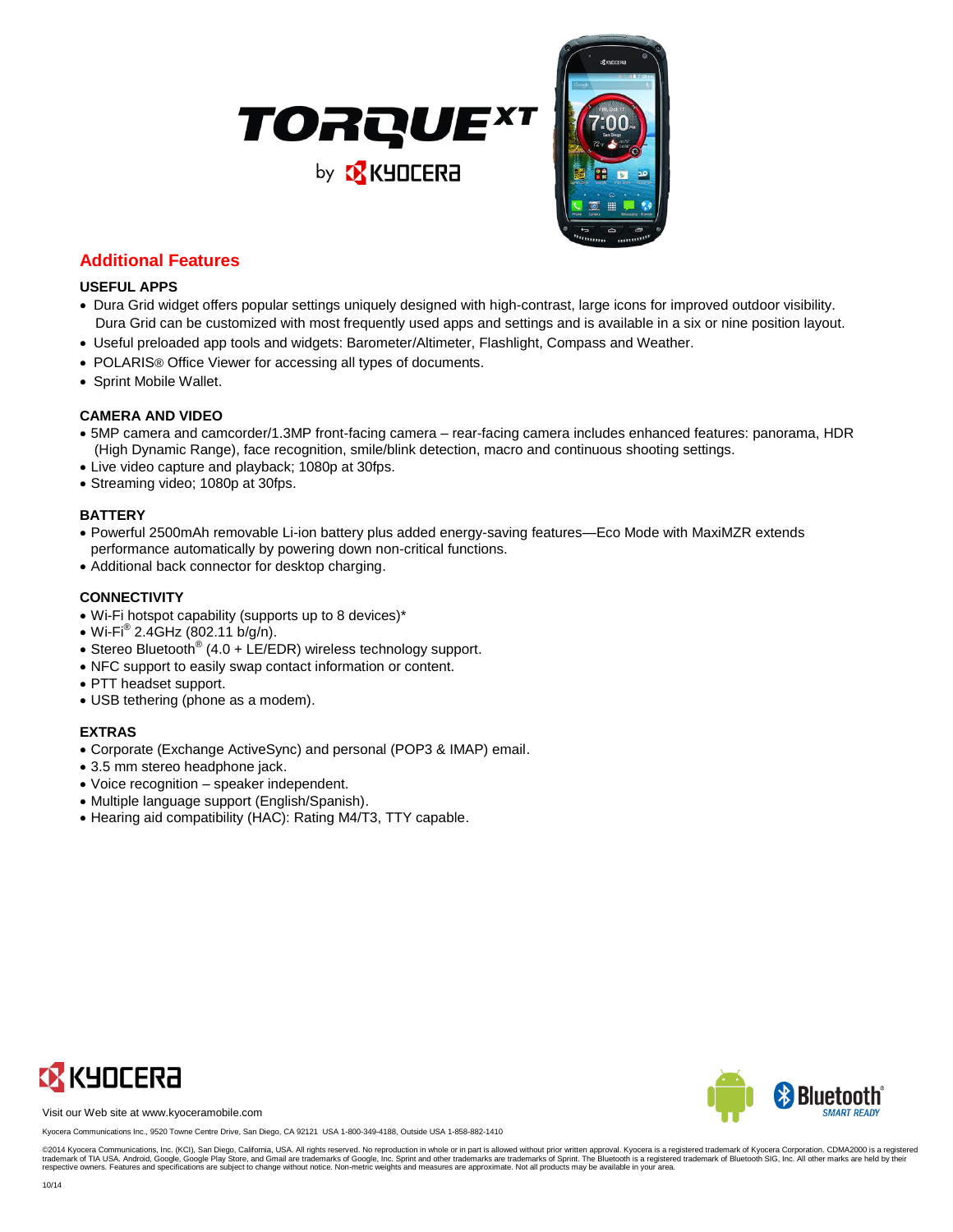# TORQUE XT

by KYOCERA

## Additional Features

### USEFUL APPS

- Dura Grid widget offers popular settings uniquely designed with high-contrast, large icons for improved outdoor visibility. Dura Grid can be customized with most frequently used apps and settings and is available in a six or nine position layout.
- Useful preloaded app tools and widgets: Barometer/Altimeter, Flashlight, Compass and Weather.
- POLARIS® Office Viewer for accessing all types of documents.
- Sprint Mobile Wallet.

### CAMERA AND VIDEO

- 5MP camera and camcorder/1.3MP front-facing camera – rear-facing camera includes enhanced features: panorama, HDR (High Dynamic Range), face recognition, smile/blink detection, macro and continuous shooting settings.
- Live video capture and playback; 1080p at 30fps.
- Streaming video; 1080p at 30fps.

### BATTERY

- Powerful 2500mAh removable Li-ion battery plus added energy-saving features—Eco Mode with MaxiMZR extends performance automatically by powering down non-critical functions.
- Additional back connector for desktop charging.

### CONNECTIVITY

- Wi-Fi hotspot capability (supports up to 8 devices)*
- Wi-Fi® 2.4GHz (802.11 b/g/n).
- Stereo Bluetooth® (4.0 + LE/EDR) wireless technology support.
- NFC support to easily swap contact information or content.
- PTT headset support.
- USB tethering (phone as a modem).

### EXTRAS

- Corporate (Exchange ActiveSync) and personal (POP3 & IMAP) email.
- 3.5 mm stereo headphone jack.
- Voice recognition – speaker independent.
- Multiple language support (English/Spanish).
- Hearing aid compatibility (HAC): Rating M4/T3, TTY capable.

KYOCERA

Bluetooth® SMART READY

Visit our Web site at www.kyoceramobile.com

Kyocera Communications Inc., 9520 Towne Centre Drive, San Diego, CA 92121 USA 1-800-349-4188, Outside USA 1-858-882-1410

©2014 Kyocera Communications, Inc. (KCI), San Diego, California, USA. All rights reserved. No reproduction in whole or in part is allowed without prior written approval. Kyocera is a registered trademark of Kyocera Corporation. CDMA2000 is a registered trademark of TIA USA. Android, Google, Google Play Store, and Gmail are trademarks of Google, Inc. Sprint and other trademarks are trademarks of Sprint. The Bluetooth is a registered trademark of Bluetooth SIG, Inc. All other marks are held by their respective owners. Features and specifications are subject to change without notice. Non-metric weights and measures are approximate. Not all products may be available in your area.

10/14